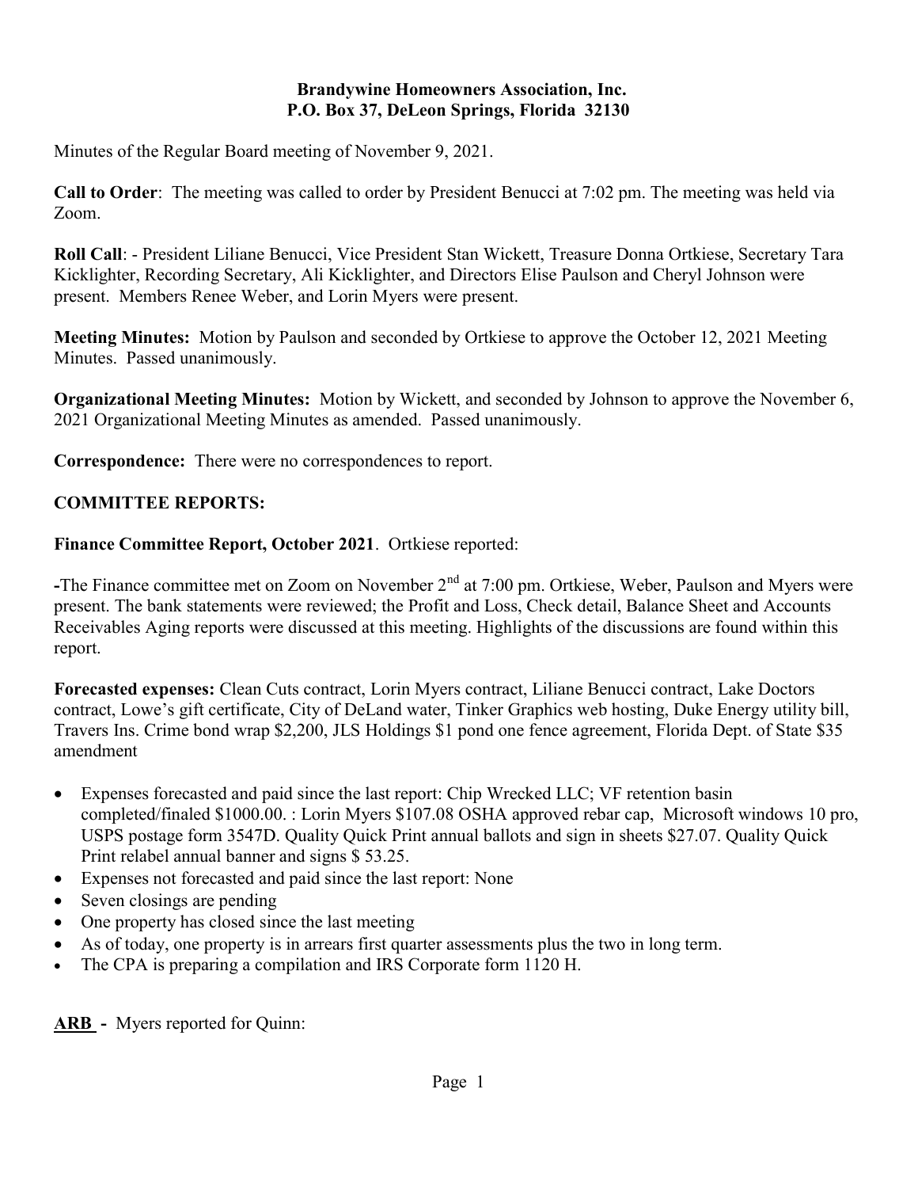**Brandywine Homeowners Association, Inc.**
**P.O. Box 37, DeLeon Springs, Florida 32130**

Minutes of the Regular Board meeting of November 9, 2021.

**Call to Order**: The meeting was called to order by President Benucci at 7:02 pm. The meeting was held via Zoom.

**Roll Call**: - President Liliane Benucci, Vice President Stan Wickett, Treasure Donna Ortkiese, Secretary Tara Kicklighter, Recording Secretary, Ali Kicklighter, and Directors Elise Paulson and Cheryl Johnson were present. Members Renee Weber, and Lorin Myers were present.

**Meeting Minutes:** Motion by Paulson and seconded by Ortkiese to approve the October 12, 2021 Meeting Minutes. Passed unanimously.

**Organizational Meeting Minutes:** Motion by Wickett, and seconded by Johnson to approve the November 6, 2021 Organizational Meeting Minutes as amended. Passed unanimously.

**Correspondence:** There were no correspondences to report.

**COMMITTEE REPORTS:**

**Finance Committee Report, October 2021**. Ortkiese reported:

-The Finance committee met on Zoom on November 2nd at 7:00 pm. Ortkiese, Weber, Paulson and Myers were present. The bank statements were reviewed; the Profit and Loss, Check detail, Balance Sheet and Accounts Receivables Aging reports were discussed at this meeting. Highlights of the discussions are found within this report.

**Forecasted expenses:** Clean Cuts contract, Lorin Myers contract, Liliane Benucci contract, Lake Doctors contract, Lowe's gift certificate, City of DeLand water, Tinker Graphics web hosting, Duke Energy utility bill, Travers Ins. Crime bond wrap $2,200, JLS Holdings $1 pond one fence agreement, Florida Dept. of State $35 amendment

- Expenses forecasted and paid since the last report: Chip Wrecked LLC; VF retention basin completed/finaled $1000.00. : Lorin Myers $107.08 OSHA approved rebar cap, Microsoft windows 10 pro, USPS postage form 3547D. Quality Quick Print annual ballots and sign in sheets $27.07. Quality Quick Print relabel annual banner and signs $ 53.25.
- Expenses not forecasted and paid since the last report: None
- Seven closings are pending
- One property has closed since the last meeting
- As of today, one property is in arrears first quarter assessments plus the two in long term.
- The CPA is preparing a compilation and IRS Corporate form 1120 H.

**ARB -** Myers reported for Quinn: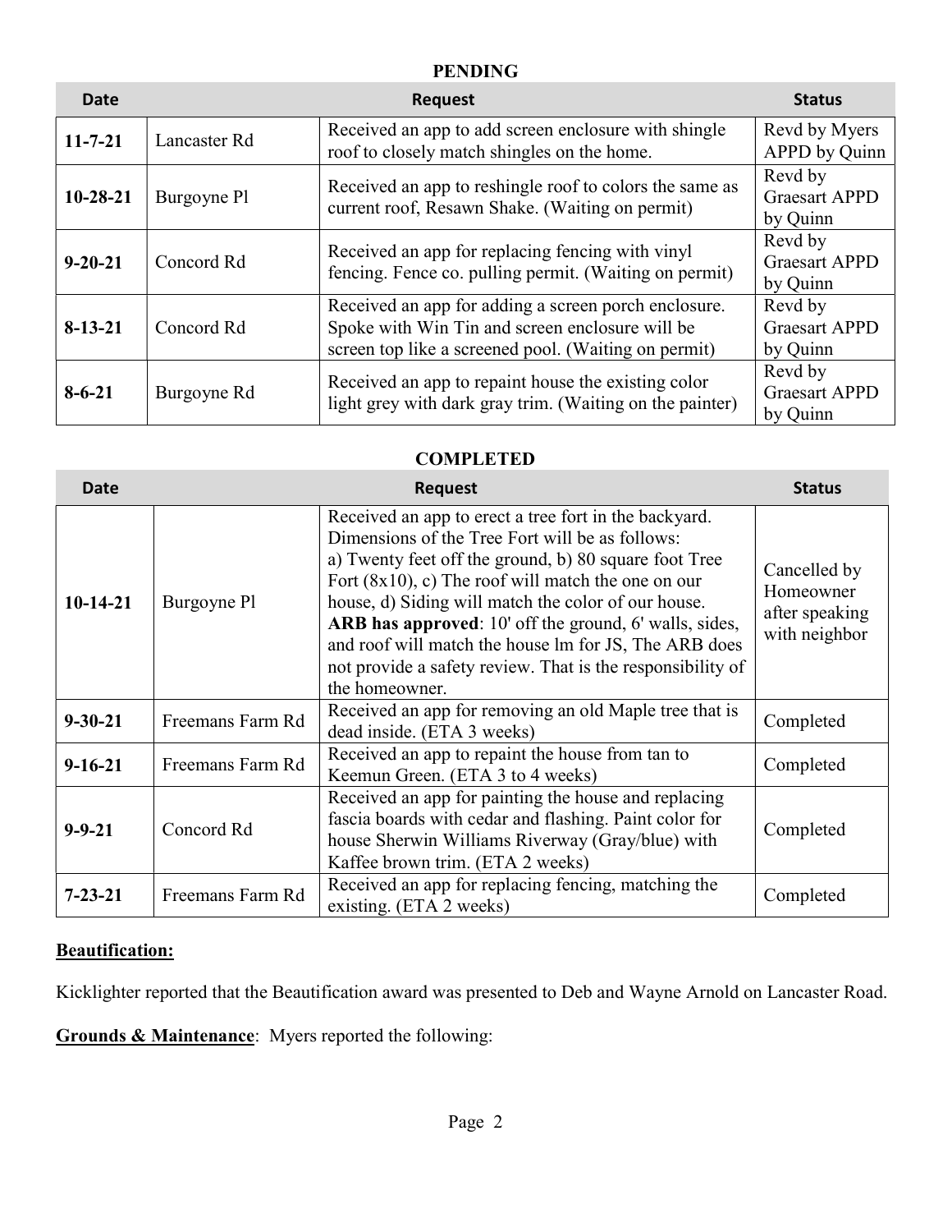**PENDING**

| Date | | Request | Status |
|---|---|---|---|
| **11-7-21** | Lancaster Rd | Received an app to add screen enclosure with shingle roof to closely match shingles on the home. | Revd by Myers APPD by Quinn |
| **10-28-21** | Burgoyne Pl | Received an app to reshingle roof to colors the same as current roof, Resawn Shake. (Waiting on permit) | Revd by Graesart APPD by Quinn |
| **9-20-21** | Concord Rd | Received an app for replacing fencing with vinyl fencing. Fence co. pulling permit. (Waiting on permit) | Revd by Graesart APPD by Quinn |
| **8-13-21** | Concord Rd | Received an app for adding a screen porch enclosure. Spoke with Win Tin and screen enclosure will be screen top like a screened pool. (Waiting on permit) | Revd by Graesart APPD by Quinn |
| **8-6-21** | Burgoyne Rd | Received an app to repaint house the existing color light grey with dark gray trim. (Waiting on the painter) | Revd by Graesart APPD by Quinn |

**COMPLETED**

| Date | | Request | Status |
|---|---|---|---|
| **10-14-21** | Burgoyne Pl | Received an app to erect a tree fort in the backyard. Dimensions of the Tree Fort will be as follows: a) Twenty feet off the ground, b) 80 square foot Tree Fort (8x10), c) The roof will match the one on our house, d) Siding will match the color of our house. **ARB has approved**: 10' off the ground, 6' walls, sides, and roof will match the house lm for JS, The ARB does not provide a safety review. That is the responsibility of the homeowner. | Cancelled by Homeowner after speaking with neighbor |
| **9-30-21** | Freemans Farm Rd | Received an app for removing an old Maple tree that is dead inside. (ETA 3 weeks) | Completed |
| **9-16-21** | Freemans Farm Rd | Received an app to repaint the house from tan to Keemun Green. (ETA 3 to 4 weeks) | Completed |
| **9-9-21** | Concord Rd | Received an app for painting the house and replacing fascia boards with cedar and flashing. Paint color for house Sherwin Williams Riverway (Gray/blue) with Kaffee brown trim. (ETA 2 weeks) | Completed |
| **7-23-21** | Freemans Farm Rd | Received an app for replacing fencing, matching the existing. (ETA 2 weeks) | Completed |

**Beautification:**

Kicklighter reported that the Beautification award was presented to Deb and Wayne Arnold on Lancaster Road.

**Grounds & Maintenance**: Myers reported the following: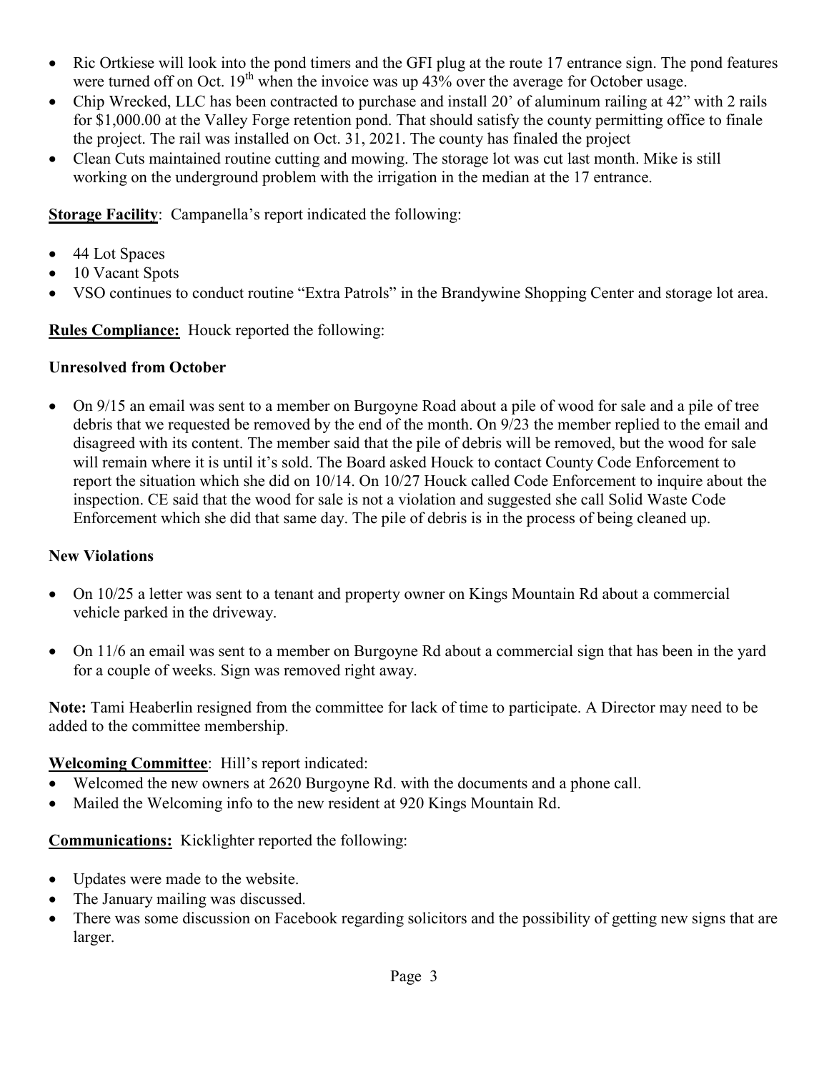- Ric Ortkiese will look into the pond timers and the GFI plug at the route 17 entrance sign. The pond features were turned off on Oct. 19th when the invoice was up 43% over the average for October usage.
- Chip Wrecked, LLC has been contracted to purchase and install 20' of aluminum railing at 42" with 2 rails for $1,000.00 at the Valley Forge retention pond. That should satisfy the county permitting office to finale the project. The rail was installed on Oct. 31, 2021. The county has finaled the project
- Clean Cuts maintained routine cutting and mowing. The storage lot was cut last month. Mike is still working on the underground problem with the irrigation in the median at the 17 entrance.

**Storage Facility**: Campanella's report indicated the following:

- 44 Lot Spaces
- 10 Vacant Spots
- VSO continues to conduct routine "Extra Patrols" in the Brandywine Shopping Center and storage lot area.

**Rules Compliance:** Houck reported the following:

**Unresolved from October**

- On 9/15 an email was sent to a member on Burgoyne Road about a pile of wood for sale and a pile of tree debris that we requested be removed by the end of the month. On 9/23 the member replied to the email and disagreed with its content. The member said that the pile of debris will be removed, but the wood for sale will remain where it is until it's sold. The Board asked Houck to contact County Code Enforcement to report the situation which she did on 10/14. On 10/27 Houck called Code Enforcement to inquire about the inspection. CE said that the wood for sale is not a violation and suggested she call Solid Waste Code Enforcement which she did that same day. The pile of debris is in the process of being cleaned up.

**New Violations**

- On 10/25 a letter was sent to a tenant and property owner on Kings Mountain Rd about a commercial vehicle parked in the driveway.

- On 11/6 an email was sent to a member on Burgoyne Rd about a commercial sign that has been in the yard for a couple of weeks. Sign was removed right away.

**Note:** Tami Heaberlin resigned from the committee for lack of time to participate. A Director may need to be added to the committee membership.

**Welcoming Committee**: Hill's report indicated:

- Welcomed the new owners at 2620 Burgoyne Rd. with the documents and a phone call.
- Mailed the Welcoming info to the new resident at 920 Kings Mountain Rd.

**Communications:** Kicklighter reported the following:

- Updates were made to the website.
- The January mailing was discussed.
- There was some discussion on Facebook regarding solicitors and the possibility of getting new signs that are larger.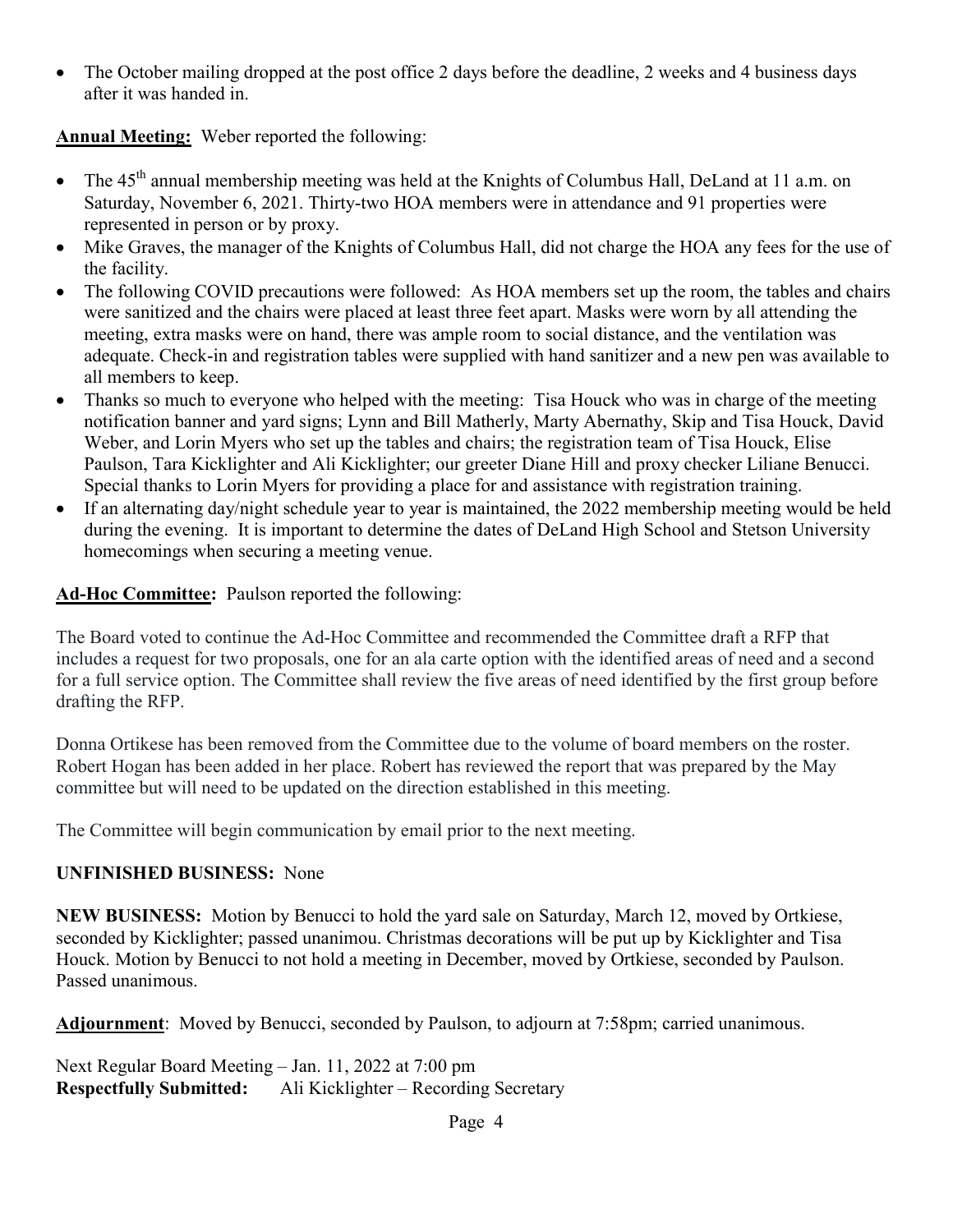- The October mailing dropped at the post office 2 days before the deadline, 2 weeks and 4 business days after it was handed in.

**Annual Meeting:** Weber reported the following:

- The 45th annual membership meeting was held at the Knights of Columbus Hall, DeLand at 11 a.m. on Saturday, November 6, 2021. Thirty-two HOA members were in attendance and 91 properties were represented in person or by proxy.
- Mike Graves, the manager of the Knights of Columbus Hall, did not charge the HOA any fees for the use of the facility.
- The following COVID precautions were followed: As HOA members set up the room, the tables and chairs were sanitized and the chairs were placed at least three feet apart. Masks were worn by all attending the meeting, extra masks were on hand, there was ample room to social distance, and the ventilation was adequate. Check-in and registration tables were supplied with hand sanitizer and a new pen was available to all members to keep.
- Thanks so much to everyone who helped with the meeting: Tisa Houck who was in charge of the meeting notification banner and yard signs; Lynn and Bill Matherly, Marty Abernathy, Skip and Tisa Houck, David Weber, and Lorin Myers who set up the tables and chairs; the registration team of Tisa Houck, Elise Paulson, Tara Kicklighter and Ali Kicklighter; our greeter Diane Hill and proxy checker Liliane Benucci. Special thanks to Lorin Myers for providing a place for and assistance with registration training.
- If an alternating day/night schedule year to year is maintained, the 2022 membership meeting would be held during the evening. It is important to determine the dates of DeLand High School and Stetson University homecomings when securing a meeting venue.

**Ad-Hoc Committee:** Paulson reported the following:

The Board voted to continue the Ad-Hoc Committee and recommended the Committee draft a RFP that includes a request for two proposals, one for an ala carte option with the identified areas of need and a second for a full service option. The Committee shall review the five areas of need identified by the first group before drafting the RFP.

Donna Ortikese has been removed from the Committee due to the volume of board members on the roster. Robert Hogan has been added in her place. Robert has reviewed the report that was prepared by the May committee but will need to be updated on the direction established in this meeting.

The Committee will begin communication by email prior to the next meeting.

**UNFINISHED BUSINESS:** None

**NEW BUSINESS:** Motion by Benucci to hold the yard sale on Saturday, March 12, moved by Ortkiese, seconded by Kicklighter; passed unanimou. Christmas decorations will be put up by Kicklighter and Tisa Houck. Motion by Benucci to not hold a meeting in December, moved by Ortkiese, seconded by Paulson. Passed unanimous.

**Adjournment**: Moved by Benucci, seconded by Paulson, to adjourn at 7:58pm; carried unanimous.

Next Regular Board Meeting – Jan. 11, 2022 at 7:00 pm
**Respectfully Submitted:** Ali Kicklighter – Recording Secretary